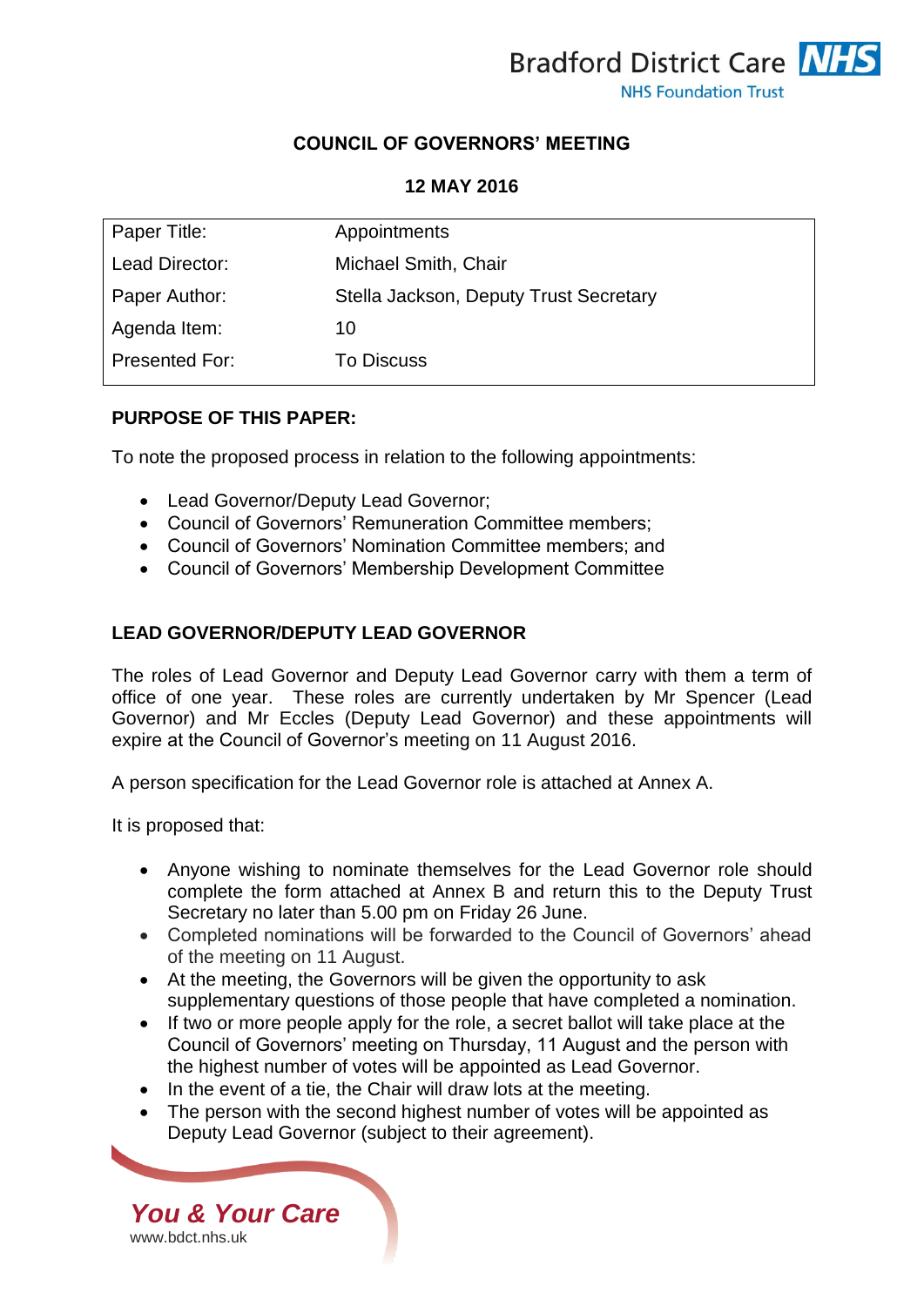Bradford District Care NHS Foundation Trust

## COUNCIL OF GOVERNORS' MEETING

### 12 MAY 2016

| Paper Title: | Appointments |
|---|---|
| Lead Director: | Michael Smith, Chair |
| Paper Author: | Stella Jackson, Deputy Trust Secretary |
| Agenda Item: | 10 |
| Presented For: | To Discuss |

**PURPOSE OF THIS PAPER:**

To note the proposed process in relation to the following appointments:

- Lead Governor/Deputy Lead Governor;
- Council of Governors' Remuneration Committee members;
- Council of Governors' Nomination Committee members; and
- Council of Governors' Membership Development Committee

**LEAD GOVERNOR/DEPUTY LEAD GOVERNOR**

The roles of Lead Governor and Deputy Lead Governor carry with them a term of office of one year. These roles are currently undertaken by Mr Spencer (Lead Governor) and Mr Eccles (Deputy Lead Governor) and these appointments will expire at the Council of Governor's meeting on 11 August 2016.

A person specification for the Lead Governor role is attached at Annex A.

It is proposed that:

- Anyone wishing to nominate themselves for the Lead Governor role should complete the form attached at Annex B and return this to the Deputy Trust Secretary no later than 5.00 pm on Friday 26 June.
- Completed nominations will be forwarded to the Council of Governors' ahead of the meeting on 11 August.
- At the meeting, the Governors will be given the opportunity to ask supplementary questions of those people that have completed a nomination.
- If two or more people apply for the role, a secret ballot will take place at the Council of Governors' meeting on Thursday, 11 August and the person with the highest number of votes will be appointed as Lead Governor.
- In the event of a tie, the Chair will draw lots at the meeting.
- The person with the second highest number of votes will be appointed as Deputy Lead Governor (subject to their agreement).

*You & Your Care*
www.bdct.nhs.uk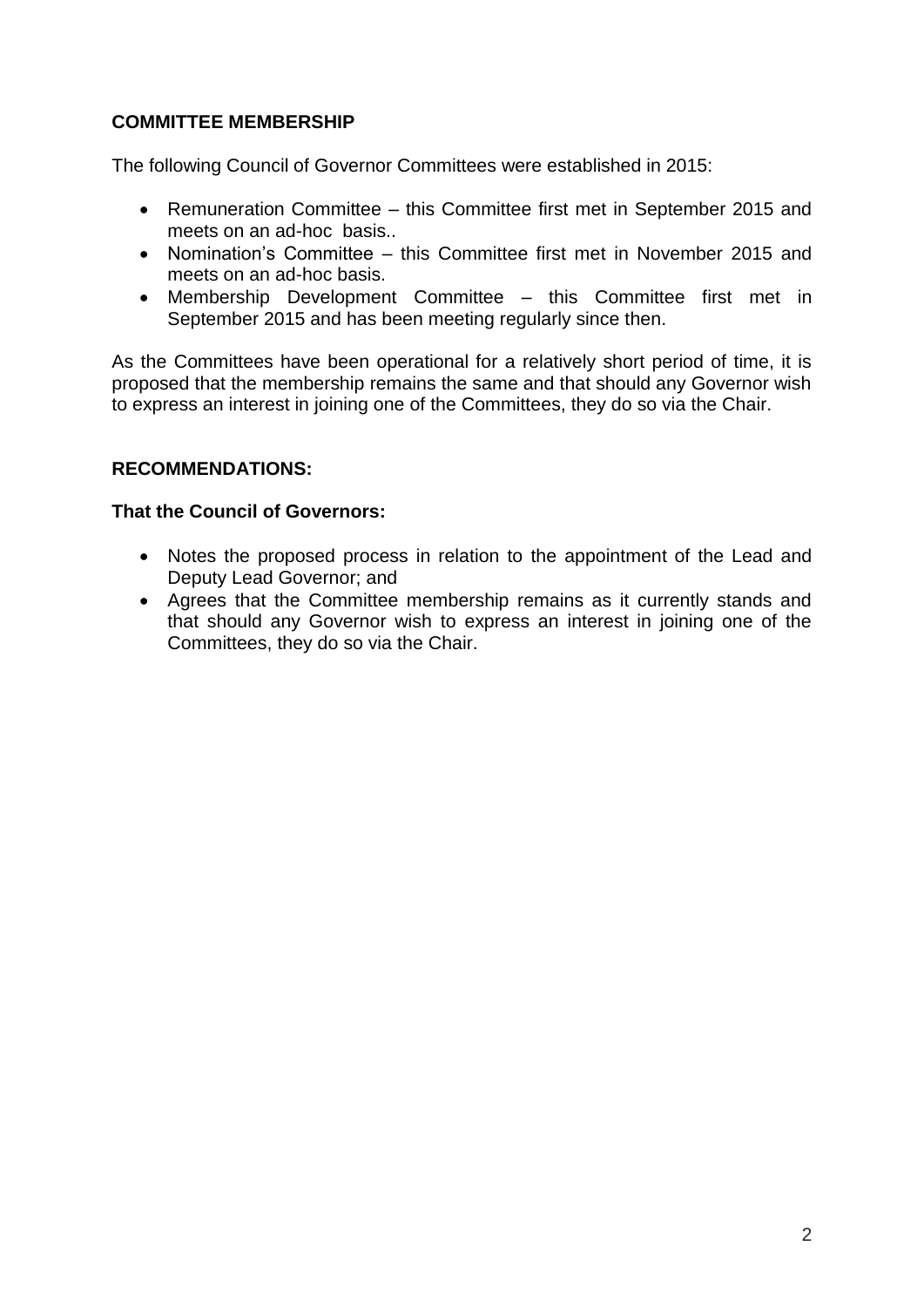**COMMITTEE MEMBERSHIP**

The following Council of Governor Committees were established in 2015:

- Remuneration Committee – this Committee first met in September 2015 and meets on an ad-hoc basis..
- Nomination's Committee – this Committee first met in November 2015 and meets on an ad-hoc basis.
- Membership Development Committee – this Committee first met in September 2015 and has been meeting regularly since then.

As the Committees have been operational for a relatively short period of time, it is proposed that the membership remains the same and that should any Governor wish to express an interest in joining one of the Committees, they do so via the Chair.

**RECOMMENDATIONS:**

**That the Council of Governors:**

- Notes the proposed process in relation to the appointment of the Lead and Deputy Lead Governor; and
- Agrees that the Committee membership remains as it currently stands and that should any Governor wish to express an interest in joining one of the Committees, they do so via the Chair.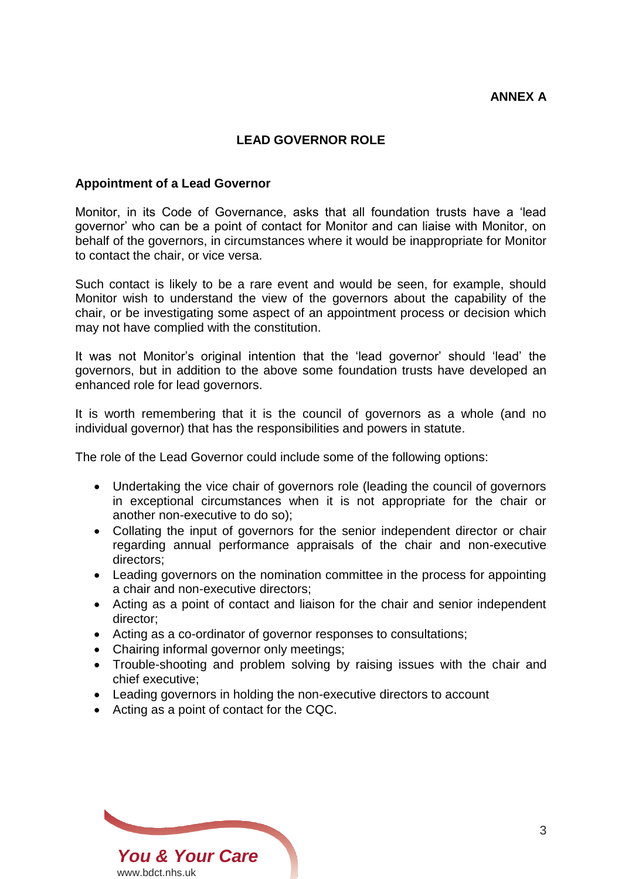**ANNEX A**

## LEAD GOVERNOR ROLE

### Appointment of a Lead Governor

Monitor, in its Code of Governance, asks that all foundation trusts have a 'lead governor' who can be a point of contact for Monitor and can liaise with Monitor, on behalf of the governors, in circumstances where it would be inappropriate for Monitor to contact the chair, or vice versa.

Such contact is likely to be a rare event and would be seen, for example, should Monitor wish to understand the view of the governors about the capability of the chair, or be investigating some aspect of an appointment process or decision which may not have complied with the constitution.

It was not Monitor's original intention that the 'lead governor' should 'lead' the governors, but in addition to the above some foundation trusts have developed an enhanced role for lead governors.

It is worth remembering that it is the council of governors as a whole (and no individual governor) that has the responsibilities and powers in statute.

The role of the Lead Governor could include some of the following options:

- Undertaking the vice chair of governors role (leading the council of governors in exceptional circumstances when it is not appropriate for the chair or another non-executive to do so);
- Collating the input of governors for the senior independent director or chair regarding annual performance appraisals of the chair and non-executive directors;
- Leading governors on the nomination committee in the process for appointing a chair and non-executive directors;
- Acting as a point of contact and liaison for the chair and senior independent director;
- Acting as a co-ordinator of governor responses to consultations;
- Chairing informal governor only meetings;
- Trouble-shooting and problem solving by raising issues with the chair and chief executive;
- Leading governors in holding the non-executive directors to account
- Acting as a point of contact for the CQC.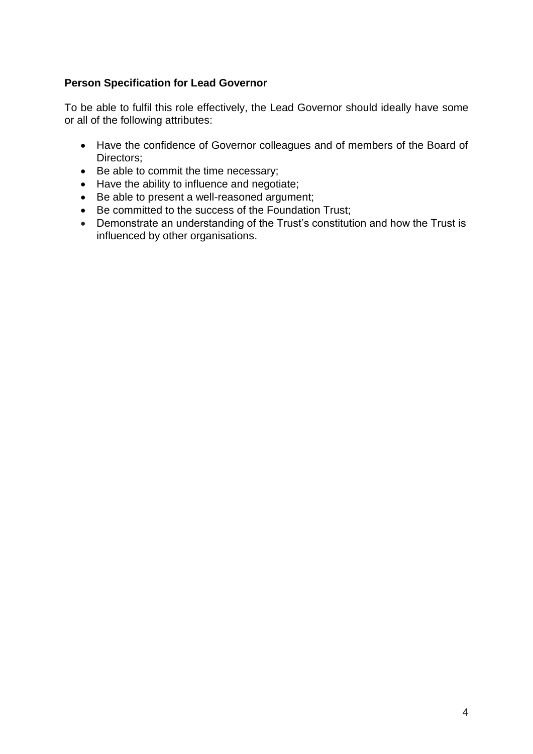**Person Specification for Lead Governor**

To be able to fulfil this role effectively, the Lead Governor should ideally have some or all of the following attributes:

- Have the confidence of Governor colleagues and of members of the Board of Directors;
- Be able to commit the time necessary;
- Have the ability to influence and negotiate;
- Be able to present a well-reasoned argument;
- Be committed to the success of the Foundation Trust;
- Demonstrate an understanding of the Trust's constitution and how the Trust is influenced by other organisations.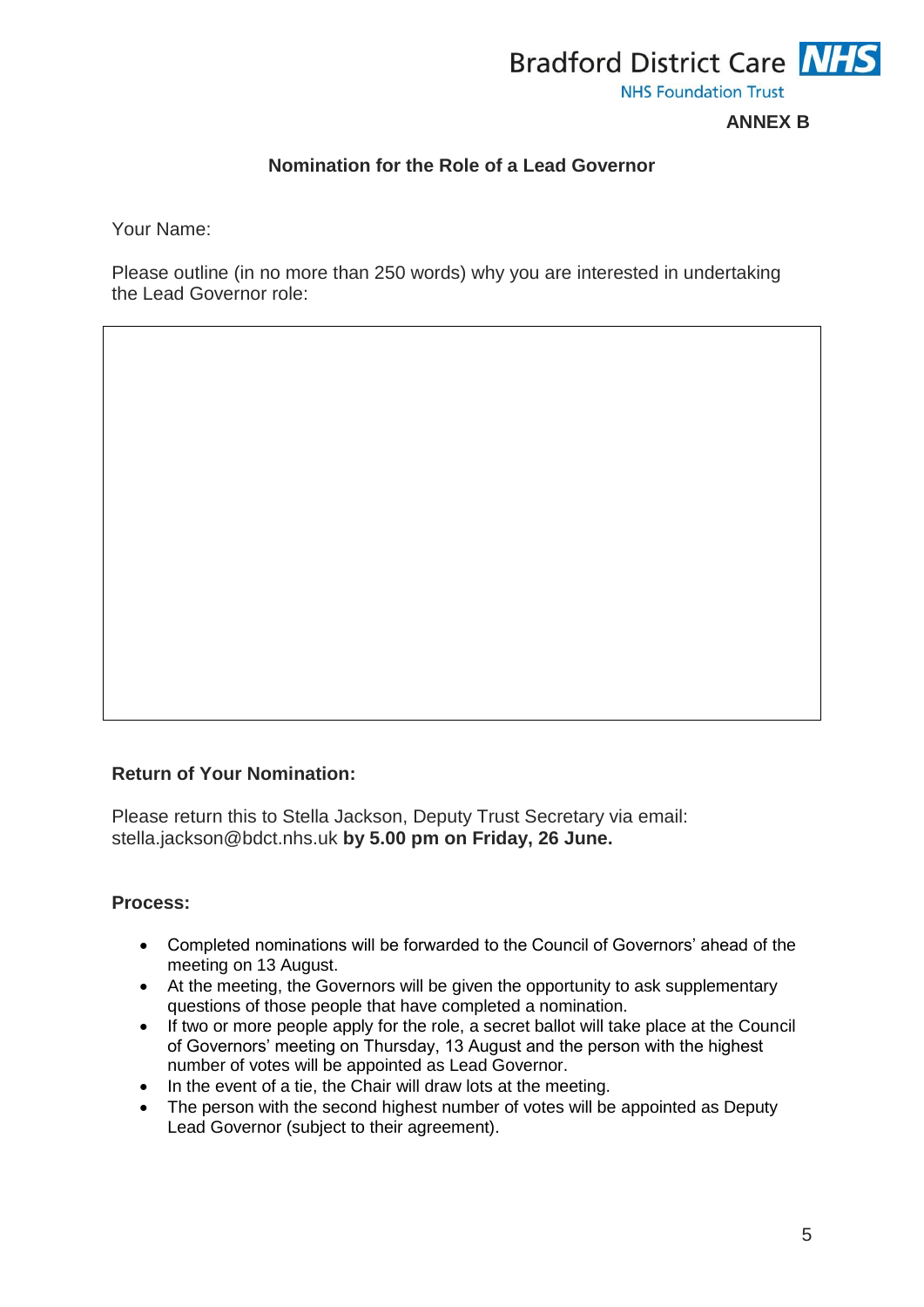Bradford District Care NHS Foundation Trust

**ANNEX B**

## Nomination for the Role of a Lead Governor

Your Name:

Please outline (in no more than 250 words) why you are interested in undertaking the Lead Governor role:

**Return of Your Nomination:**

Please return this to Stella Jackson, Deputy Trust Secretary via email: stella.jackson@bdct.nhs.uk **by 5.00 pm on Friday, 26 June.**

**Process:**

- Completed nominations will be forwarded to the Council of Governors' ahead of the meeting on 13 August.
- At the meeting, the Governors will be given the opportunity to ask supplementary questions of those people that have completed a nomination.
- If two or more people apply for the role, a secret ballot will take place at the Council of Governors' meeting on Thursday, 13 August and the person with the highest number of votes will be appointed as Lead Governor.
- In the event of a tie, the Chair will draw lots at the meeting.
- The person with the second highest number of votes will be appointed as Deputy Lead Governor (subject to their agreement).